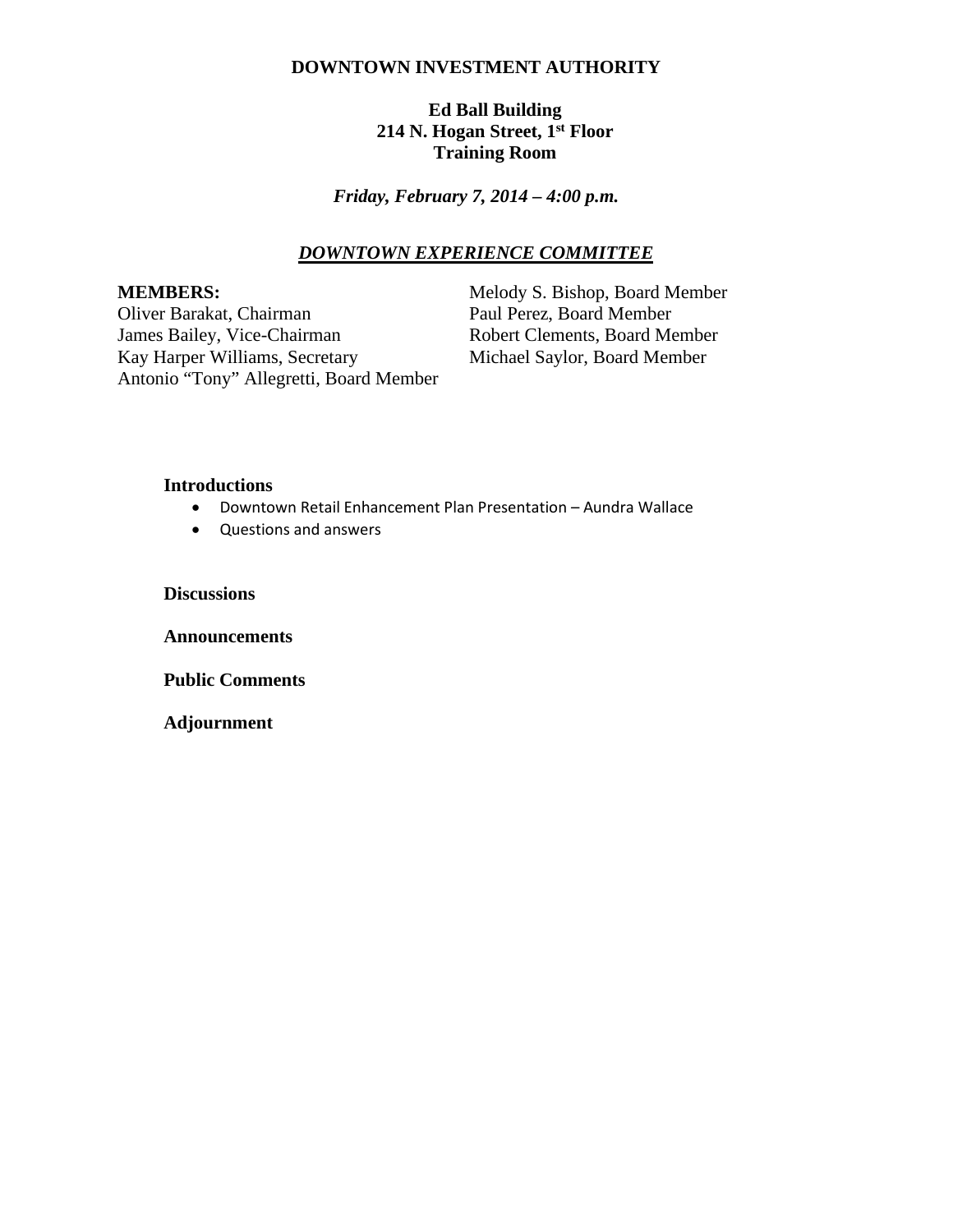**DOWNTOWN INVESTMENT AUTHORITY**

**Ed Ball Building**
**214 N. Hogan Street, 1st Floor**
**Training Room**

***Friday, February 7, 2014 – 4:00 p.m.***

***DOWNTOWN EXPERIENCE COMMITTEE***

**MEMBERS:**

Oliver Barakat, Chairman
James Bailey, Vice-Chairman
Kay Harper Williams, Secretary
Antonio "Tony" Allegretti, Board Member
Melody S. Bishop, Board Member
Paul Perez, Board Member
Robert Clements, Board Member
Michael Saylor, Board Member

**Introductions**

- Downtown Retail Enhancement Plan Presentation – Aundra Wallace
- Questions and answers

**Discussions**

**Announcements**

**Public Comments**

**Adjournment**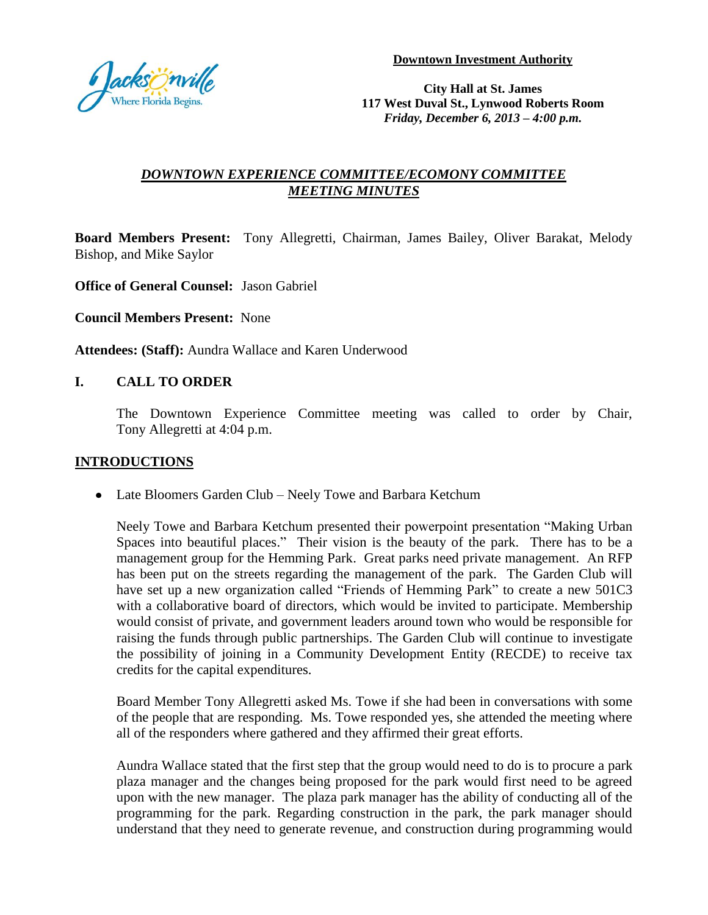**Downtown Investment Authority**

**City Hall at St. James**
**117 West Duval St., Lynwood Roberts Room**
***Friday, December 6, 2013 – 4:00 p.m.***

## ***DOWNTOWN EXPERIENCE COMMITTEE/ECOMONY COMMITTEE MEETING MINUTES***

**Board Members Present:** Tony Allegretti, Chairman, James Bailey, Oliver Barakat, Melody Bishop, and Mike Saylor

**Office of General Counsel:** Jason Gabriel

**Council Members Present:** None

**Attendees: (Staff):** Aundra Wallace and Karen Underwood

## I. CALL TO ORDER

The Downtown Experience Committee meeting was called to order by Chair, Tony Allegretti at 4:04 p.m.

## INTRODUCTIONS

- Late Bloomers Garden Club – Neely Towe and Barbara Ketchum

Neely Towe and Barbara Ketchum presented their powerpoint presentation "Making Urban Spaces into beautiful places." Their vision is the beauty of the park. There has to be a management group for the Hemming Park. Great parks need private management. An RFP has been put on the streets regarding the management of the park. The Garden Club will have set up a new organization called "Friends of Hemming Park" to create a new 501C3 with a collaborative board of directors, which would be invited to participate. Membership would consist of private, and government leaders around town who would be responsible for raising the funds through public partnerships. The Garden Club will continue to investigate the possibility of joining in a Community Development Entity (RECDE) to receive tax credits for the capital expenditures.

Board Member Tony Allegretti asked Ms. Towe if she had been in conversations with some of the people that are responding. Ms. Towe responded yes, she attended the meeting where all of the responders where gathered and they affirmed their great efforts.

Aundra Wallace stated that the first step that the group would need to do is to procure a park plaza manager and the changes being proposed for the park would first need to be agreed upon with the new manager. The plaza park manager has the ability of conducting all of the programming for the park. Regarding construction in the park, the park manager should understand that they need to generate revenue, and construction during programming would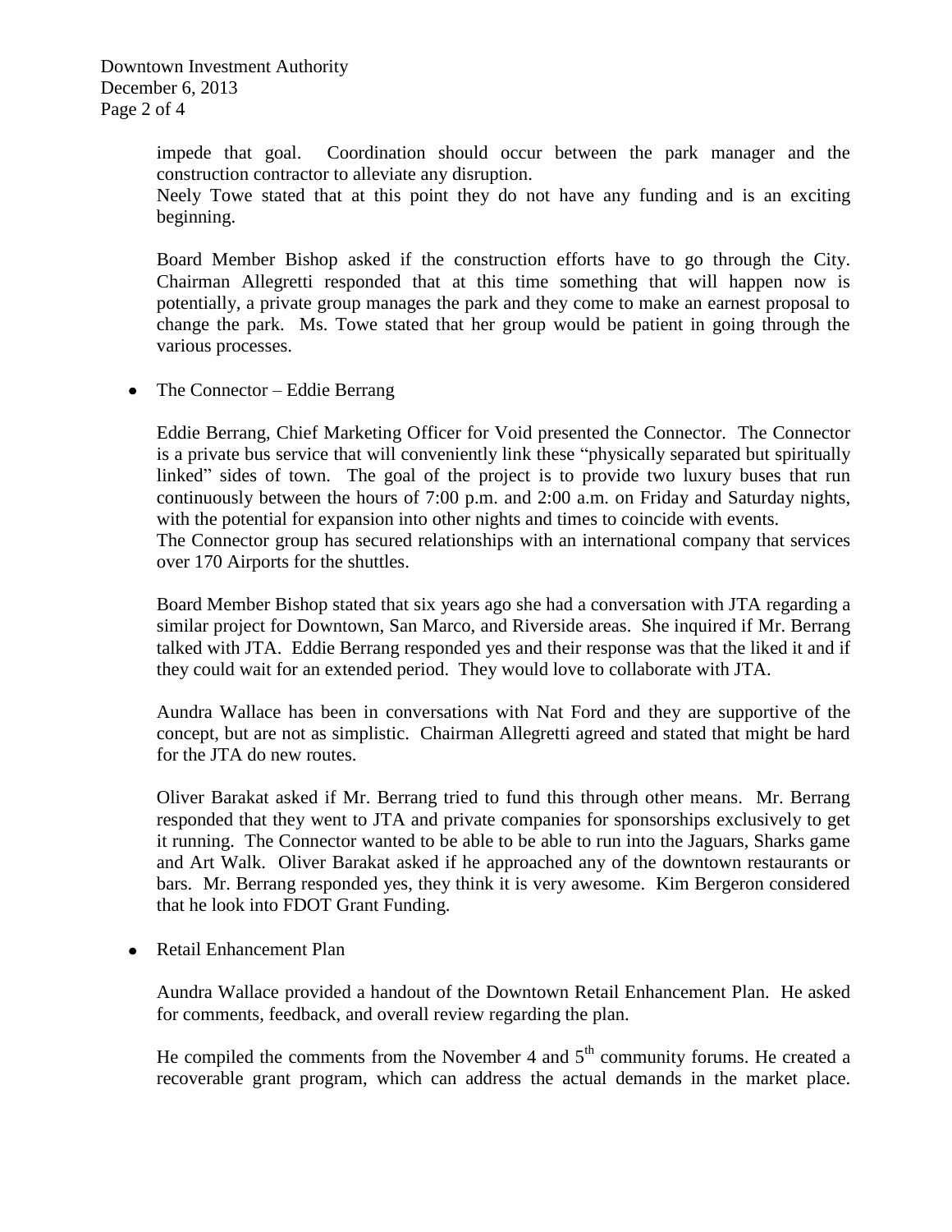impede that goal. Coordination should occur between the park manager and the construction contractor to alleviate any disruption.
Neely Towe stated that at this point they do not have any funding and is an exciting beginning.

Board Member Bishop asked if the construction efforts have to go through the City. Chairman Allegretti responded that at this time something that will happen now is potentially, a private group manages the park and they come to make an earnest proposal to change the park. Ms. Towe stated that her group would be patient in going through the various processes.

- The Connector – Eddie Berrang

Eddie Berrang, Chief Marketing Officer for Void presented the Connector. The Connector is a private bus service that will conveniently link these "physically separated but spiritually linked" sides of town. The goal of the project is to provide two luxury buses that run continuously between the hours of 7:00 p.m. and 2:00 a.m. on Friday and Saturday nights, with the potential for expansion into other nights and times to coincide with events.
The Connector group has secured relationships with an international company that services over 170 Airports for the shuttles.

Board Member Bishop stated that six years ago she had a conversation with JTA regarding a similar project for Downtown, San Marco, and Riverside areas. She inquired if Mr. Berrang talked with JTA. Eddie Berrang responded yes and their response was that the liked it and if they could wait for an extended period. They would love to collaborate with JTA.

Aundra Wallace has been in conversations with Nat Ford and they are supportive of the concept, but are not as simplistic. Chairman Allegretti agreed and stated that might be hard for the JTA do new routes.

Oliver Barakat asked if Mr. Berrang tried to fund this through other means. Mr. Berrang responded that they went to JTA and private companies for sponsorships exclusively to get it running. The Connector wanted to be able to be able to run into the Jaguars, Sharks game and Art Walk. Oliver Barakat asked if he approached any of the downtown restaurants or bars. Mr. Berrang responded yes, they think it is very awesome. Kim Bergeron considered that he look into FDOT Grant Funding.

- Retail Enhancement Plan

Aundra Wallace provided a handout of the Downtown Retail Enhancement Plan. He asked for comments, feedback, and overall review regarding the plan.

He compiled the comments from the November 4 and 5th community forums. He created a recoverable grant program, which can address the actual demands in the market place.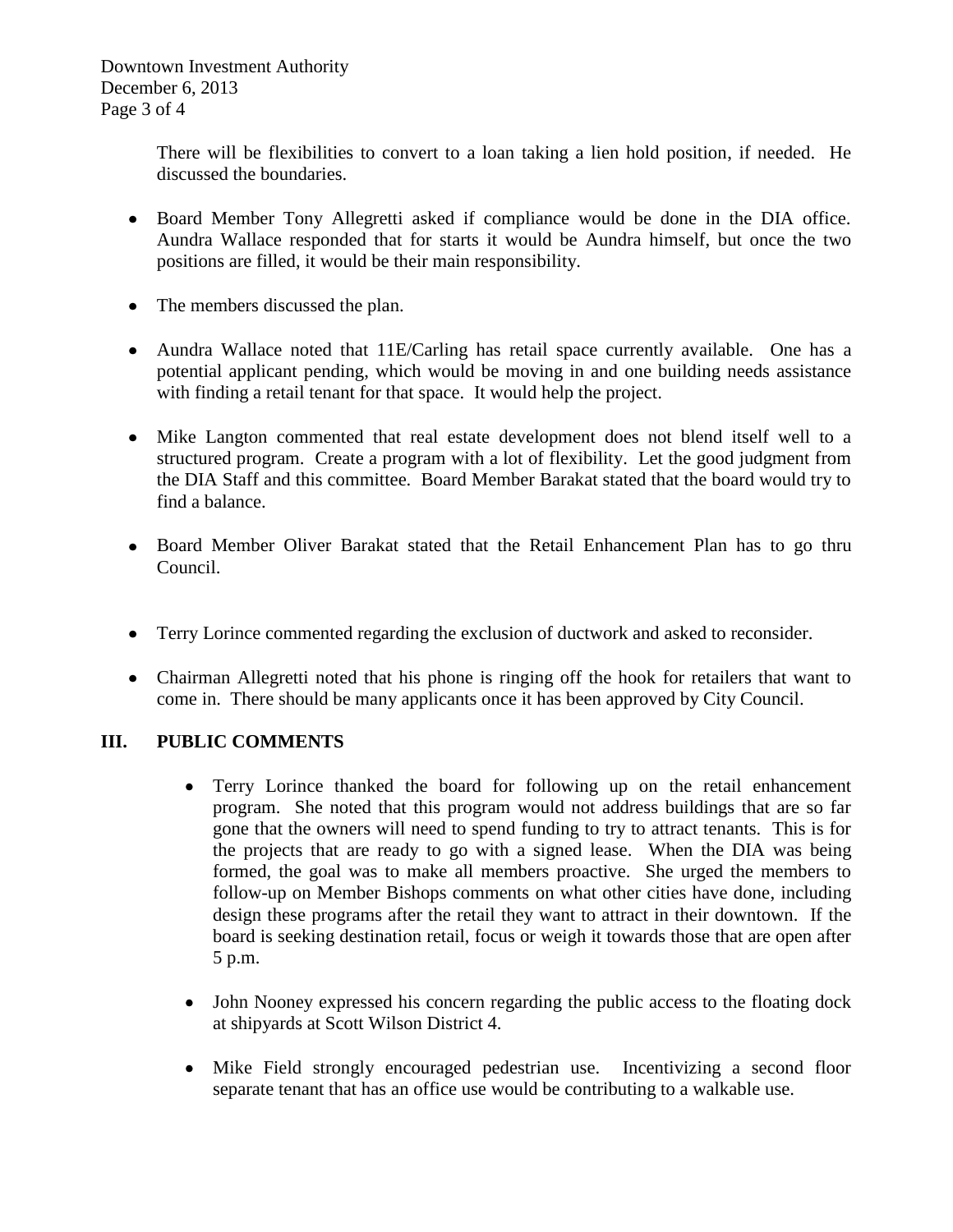There will be flexibilities to convert to a loan taking a lien hold position, if needed. He discussed the boundaries.

- Board Member Tony Allegretti asked if compliance would be done in the DIA office. Aundra Wallace responded that for starts it would be Aundra himself, but once the two positions are filled, it would be their main responsibility.

- The members discussed the plan.

- Aundra Wallace noted that 11E/Carling has retail space currently available. One has a potential applicant pending, which would be moving in and one building needs assistance with finding a retail tenant for that space. It would help the project.

- Mike Langton commented that real estate development does not blend itself well to a structured program. Create a program with a lot of flexibility. Let the good judgment from the DIA Staff and this committee. Board Member Barakat stated that the board would try to find a balance.

- Board Member Oliver Barakat stated that the Retail Enhancement Plan has to go thru Council.

- Terry Lorince commented regarding the exclusion of ductwork and asked to reconsider.

- Chairman Allegretti noted that his phone is ringing off the hook for retailers that want to come in. There should be many applicants once it has been approved by City Council.

## III. PUBLIC COMMENTS

- Terry Lorince thanked the board for following up on the retail enhancement program. She noted that this program would not address buildings that are so far gone that the owners will need to spend funding to try to attract tenants. This is for the projects that are ready to go with a signed lease. When the DIA was being formed, the goal was to make all members proactive. She urged the members to follow-up on Member Bishops comments on what other cities have done, including design these programs after the retail they want to attract in their downtown. If the board is seeking destination retail, focus or weigh it towards those that are open after 5 p.m.

- John Nooney expressed his concern regarding the public access to the floating dock at shipyards at Scott Wilson District 4.

- Mike Field strongly encouraged pedestrian use. Incentivizing a second floor separate tenant that has an office use would be contributing to a walkable use.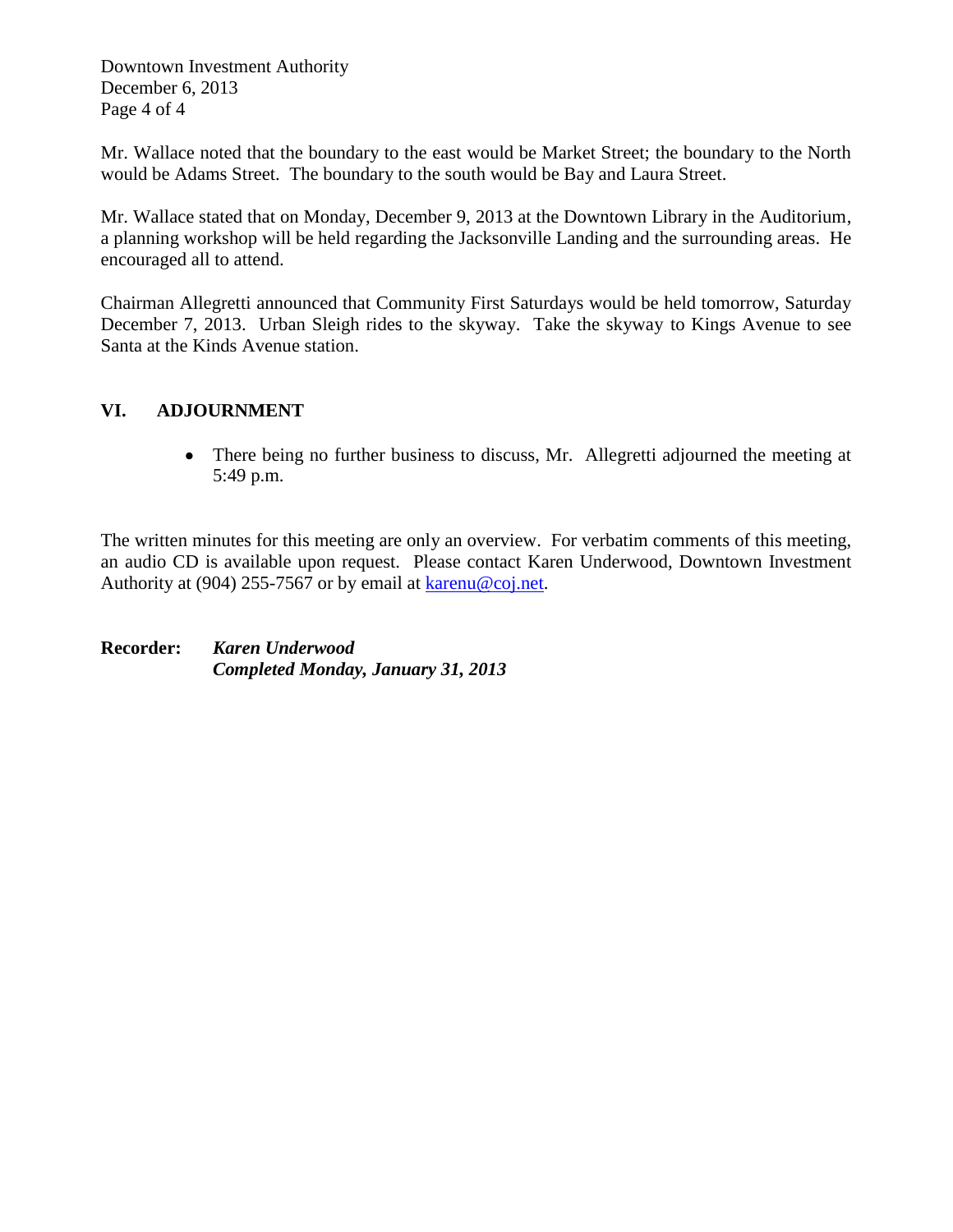Mr. Wallace noted that the boundary to the east would be Market Street; the boundary to the North would be Adams Street. The boundary to the south would be Bay and Laura Street.

Mr. Wallace stated that on Monday, December 9, 2013 at the Downtown Library in the Auditorium, a planning workshop will be held regarding the Jacksonville Landing and the surrounding areas. He encouraged all to attend.

Chairman Allegretti announced that Community First Saturdays would be held tomorrow, Saturday December 7, 2013. Urban Sleigh rides to the skyway. Take the skyway to Kings Avenue to see Santa at the Kinds Avenue station.

## VI. ADJOURNMENT

- There being no further business to discuss, Mr. Allegretti adjourned the meeting at 5:49 p.m.

The written minutes for this meeting are only an overview. For verbatim comments of this meeting, an audio CD is available upon request. Please contact Karen Underwood, Downtown Investment Authority at (904) 255-7567 or by email at karenu@coj.net.

**Recorder:** ***Karen Underwood***
***Completed Monday, January 31, 2013***